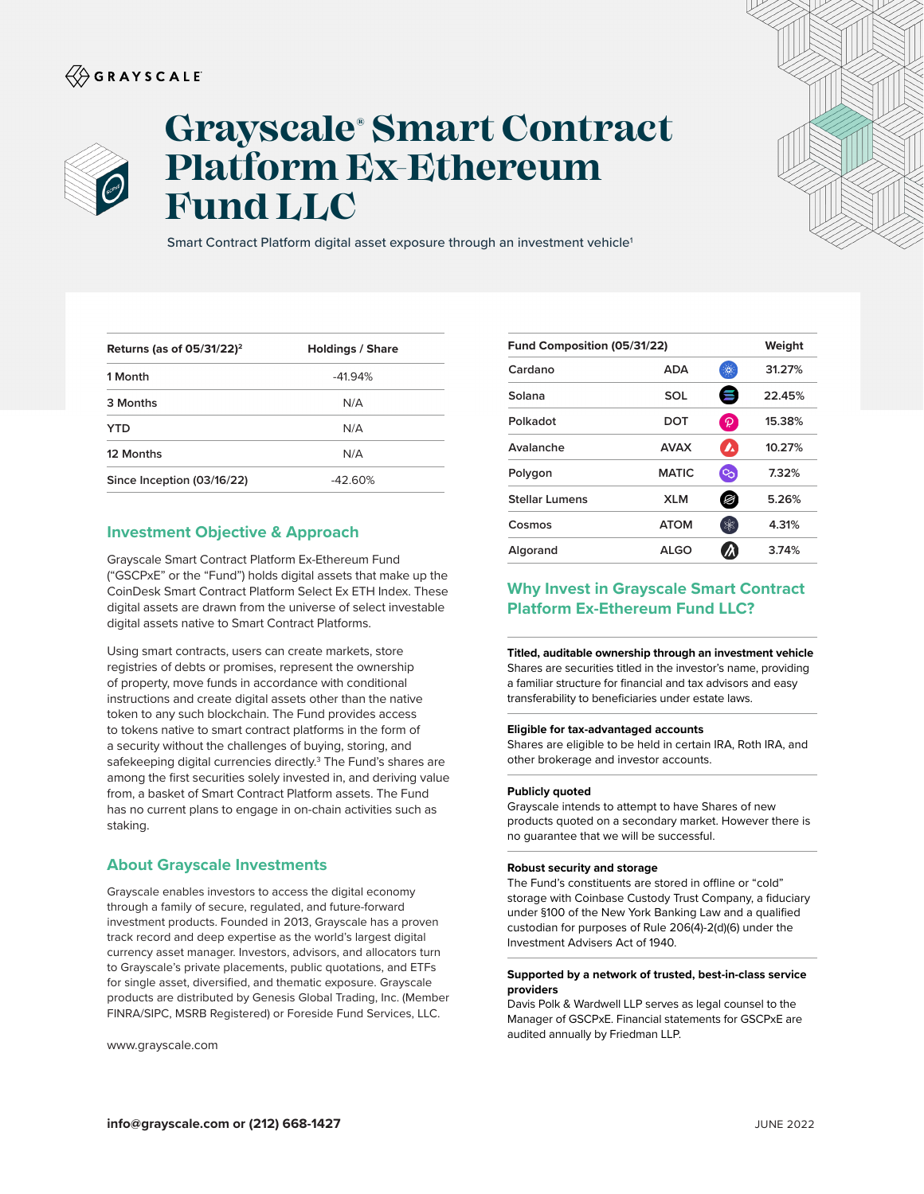GRAYSCALE

# Grayscale® Smart Contract Platform Ex-Ethereum Fund LLC

Smart Contract Platform digital asset exposure through an investment vehicle[1]

| Returns (as of 05/31/22)[2] | Holdings / Share |
|---|---|
| 1 Month | -41.94% |
| 3 Months | N/A |
| YTD | N/A |
| 12 Months | N/A |
| Since Inception (03/16/22) | -42.60% |

| Fund Composition (05/31/22) | | Weight |
|---|---|---|
| Cardano | ADA | 31.27% |
| Solana | SOL | 22.45% |
| Polkadot | DOT | 15.38% |
| Avalanche | AVAX | 10.27% |
| Polygon | MATIC | 7.32% |
| Stellar Lumens | XLM | 5.26% |
| Cosmos | ATOM | 4.31% |
| Algorand | ALGO | 3.74% |

## Investment Objective & Approach

Grayscale Smart Contract Platform Ex-Ethereum Fund ("GSCPxE" or the "Fund") holds digital assets that make up the CoinDesk Smart Contract Platform Select Ex ETH Index. These digital assets are drawn from the universe of select investable digital assets native to Smart Contract Platforms.

Using smart contracts, users can create markets, store registries of debts or promises, represent the ownership of property, move funds in accordance with conditional instructions and create digital assets other than the native token to any such blockchain. The Fund provides access to tokens native to smart contract platforms in the form of a security without the challenges of buying, storing, and safekeeping digital currencies directly.[3] The Fund's shares are among the first securities solely invested in, and deriving value from, a basket of Smart Contract Platform assets. The Fund has no current plans to engage in on-chain activities such as staking.

## About Grayscale Investments

Grayscale enables investors to access the digital economy through a family of secure, regulated, and future-forward investment products. Founded in 2013, Grayscale has a proven track record and deep expertise as the world's largest digital currency asset manager. Investors, advisors, and allocators turn to Grayscale's private placements, public quotations, and ETFs for single asset, diversified, and thematic exposure. Grayscale products are distributed by Genesis Global Trading, Inc. (Member FINRA/SIPC, MSRB Registered) or Foreside Fund Services, LLC.

www.grayscale.com

## Why Invest in Grayscale Smart Contract Platform Ex-Ethereum Fund LLC?

**Titled, auditable ownership through an investment vehicle**
Shares are securities titled in the investor's name, providing a familiar structure for financial and tax advisors and easy transferability to beneficiaries under estate laws.

**Eligible for tax-advantaged accounts**
Shares are eligible to be held in certain IRA, Roth IRA, and other brokerage and investor accounts.

**Publicly quoted**
Grayscale intends to attempt to have Shares of new products quoted on a secondary market. However there is no guarantee that we will be successful.

**Robust security and storage**
The Fund's constituents are stored in offline or "cold" storage with Coinbase Custody Trust Company, a fiduciary under §100 of the New York Banking Law and a qualified custodian for purposes of Rule 206(4)-2(d)(6) under the Investment Advisers Act of 1940.

**Supported by a network of trusted, best-in-class service providers**
Davis Polk & Wardwell LLP serves as legal counsel to the Manager of GSCPxE. Financial statements for GSCPxE are audited annually by Friedman LLP.

**info@grayscale.com or (212) 668-1427**

JUNE 2022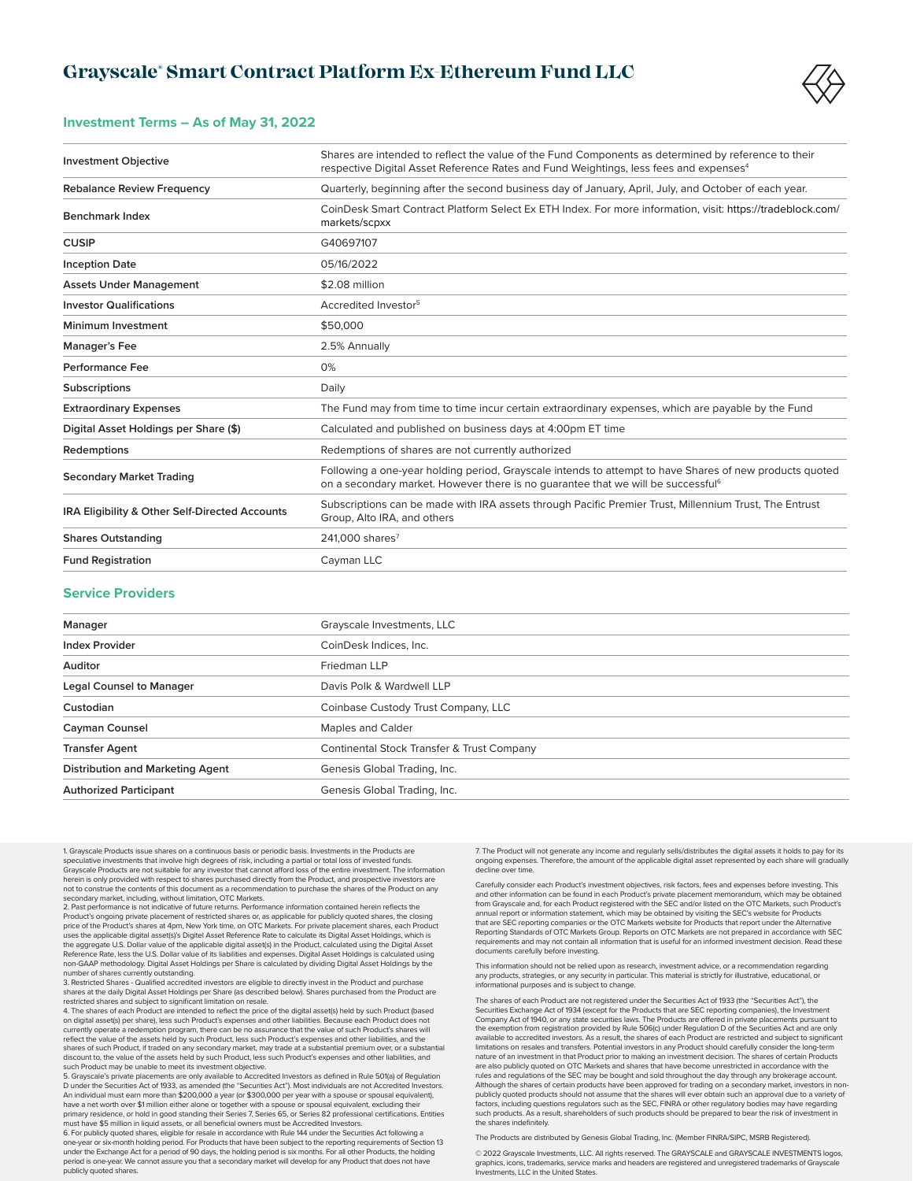# Grayscale® Smart Contract Platform Ex-Ethereum Fund LLC

## Investment Terms – As of May 31, 2022

| | |
|---|---|
| Investment Objective | Shares are intended to reflect the value of the Fund Components as determined by reference to their respective Digital Asset Reference Rates and Fund Weightings, less fees and expenses[4] |
| Rebalance Review Frequency | Quarterly, beginning after the second business day of January, April, July, and October of each year. |
| Benchmark Index | CoinDesk Smart Contract Platform Select Ex ETH Index. For more information, visit: https://tradeblock.com/markets/scpxx |
| CUSIP | G40697107 |
| Inception Date | 05/16/2022 |
| Assets Under Management | $2.08 million |
| Investor Qualifications | Accredited Investor[5] |
| Minimum Investment | $50,000 |
| Manager's Fee | 2.5% Annually |
| Performance Fee | 0% |
| Subscriptions | Daily |
| Extraordinary Expenses | The Fund may from time to time incur certain extraordinary expenses, which are payable by the Fund |
| Digital Asset Holdings per Share ($) | Calculated and published on business days at 4:00pm ET time |
| Redemptions | Redemptions of shares are not currently authorized |
| Secondary Market Trading | Following a one-year holding period, Grayscale intends to attempt to have Shares of new products quoted on a secondary market. However there is no guarantee that we will be successful[6] |
| IRA Eligibility & Other Self-Directed Accounts | Subscriptions can be made with IRA assets through Pacific Premier Trust, Millennium Trust, The Entrust Group, Alto IRA, and others |
| Shares Outstanding | 241,000 shares[7] |
| Fund Registration | Cayman LLC |

## Service Providers

| | |
|---|---|
| Manager | Grayscale Investments, LLC |
| Index Provider | CoinDesk Indices, Inc. |
| Auditor | Friedman LLP |
| Legal Counsel to Manager | Davis Polk & Wardwell LLP |
| Custodian | Coinbase Custody Trust Company, LLC |
| Cayman Counsel | Maples and Calder |
| Transfer Agent | Continental Stock Transfer & Trust Company |
| Distribution and Marketing Agent | Genesis Global Trading, Inc. |
| Authorized Participant | Genesis Global Trading, Inc. |

1. Grayscale Products issue shares on a continuous basis or periodic basis. Investments in the Products are speculative investments that involve high degrees of risk, including a partial or total loss of invested funds. Grayscale Products are not suitable for any investor that cannot afford loss of the entire investment. The information herein is only provided with respect to shares purchased directly from the Product, and prospective investors are not to construe the contents of this document as a recommendation to purchase the shares of the Product on any secondary market, including, without limitation, OTC Markets.
2. Past performance is not indicative of future returns. Performance information contained herein reflects the Product's ongoing private placement of restricted shares or, as applicable for publicly quoted shares, the closing price of the Product's shares at 4pm, New York time, on OTC Markets. For private placement shares, each Product uses the applicable digital asset(s)'s Digitel Asset Reference Rate to calculate its Digital Asset Holdings, which is the aggregate U.S. Dollar value of the applicable digital asset(s) in the Product, calculated using the Digital Asset Reference Rate, less the U.S. Dollar value of its liabilities and expenses. Digital Asset Holdings is calculated using non-GAAP methodology. Digital Asset Holdings per Share is calculated by dividing Digital Asset Holdings by the number of shares currently outstanding.
3. Restricted Shares - Qualified accredited investors are eligible to directly invest in the Product and purchase shares at the daily Digital Asset Holdings per Share (as described below). Shares purchased from the Product are restricted shares and subject to significant limitation on resale.
4. The shares of each Product are intended to reflect the price of the digital asset(s) held by such Product (based on digital asset(s) per share), less such Product's expenses and other liabilities. Because each Product does not currently operate a redemption program, there can be no assurance that the value of such Product's shares will reflect the value of the assets held by such Product, less such Product's expenses and other liabilities, and the shares of such Product, if traded on any secondary market, may trade at a substantial premium over, or a substantial discount to, the value of the assets held by such Product, less such Product's expenses and other liabilities, and such Product may be unable to meet its investment objective.
5. Grayscale's private placements are only available to Accredited Investors as defined in Rule 501(a) of Regulation D under the Securities Act of 1933, as amended (the "Securities Act"). Most individuals are not Accredited Investors. An individual must earn more than $200,000 a year (or $300,000 per year with a spouse or spousal equivalent), have a net worth over $1 million either alone or together with a spouse or spousal equivalent, excluding their primary residence, or hold in good standing their Series 7, Series 65, or Series 82 professional certifications. Entities must have $5 million in liquid assets, or all beneficial owners must be Accredited Investors.
6. For publicly quoted shares, eligible for resale in accordance with Rule 144 under the Securities Act following a one-year or six-month holding period. For Products that have been subject to the reporting requirements of Section 13 under the Exchange Act for a period of 90 days, the holding period is six months. For all other Products, the holding period is one-year. We cannot assure you that a secondary market will develop for any Product that does not have publicly quoted shares.
7. The Product will not generate any income and regularly sells/distributes the digital assets it holds to pay for its ongoing expenses. Therefore, the amount of the applicable digital asset represented by each share will gradually decline over time.

Carefully consider each Product's investment objectives, risk factors, fees and expenses before investing. This and other information can be found in each Product's private placement memorandum, which may be obtained from Grayscale and, for each Product registered with the SEC and/or listed on the OTC Markets, such Product's annual report or information statement, which may be obtained by visiting the SEC's website for Products that are SEC reporting companies or the OTC Markets website for Products that report under the Alternative Reporting Standards of OTC Markets Group. Reports on OTC Markets are not prepared in accordance with SEC requirements and may not contain all information that is useful for an informed investment decision. Read these documents carefully before investing.

This information should not be relied upon as research, investment advice, or a recommendation regarding any products, strategies, or any security in particular. This material is strictly for illustrative, educational, or informational purposes and is subject to change.

The shares of each Product are not registered under the Securities Act of 1933 (the "Securities Act"), the Securities Exchange Act of 1934 (except for the Products that are SEC reporting companies), the Investment Company Act of 1940, or any state securities laws. The Products are offered in private placements pursuant to the exemption from registration provided by Rule 506(c) under Regulation D of the Securities Act and are only available to accredited investors. As a result, the shares of each Product are restricted and subject to significant limitations on resales and transfers. Potential investors in any Product should carefully consider the long-term nature of an investment in that Product prior to making an investment decision. The shares of certain Products are also publicly quoted on OTC Markets and shares that have become unrestricted in accordance with the rules and regulations of the SEC may be bought and sold throughout the day through any brokerage account. Although the shares of certain products have been approved for trading on a secondary market, investors in non-publicly quoted products should not assume that the shares will ever obtain such an approval due to a variety of factors, including questions regulators such as the SEC, FINRA or other regulatory bodies may have regarding such products. As a result, shareholders of such products should be prepared to bear the risk of investment in the shares indefinitely.

The Products are distributed by Genesis Global Trading, Inc. (Member FINRA/SIPC, MSRB Registered).

© 2022 Grayscale Investments, LLC. All rights reserved. The GRAYSCALE and GRAYSCALE INVESTMENTS logos, graphics, icons, trademarks, service marks and headers are registered and unregistered trademarks of Grayscale Investments, LLC in the United States.